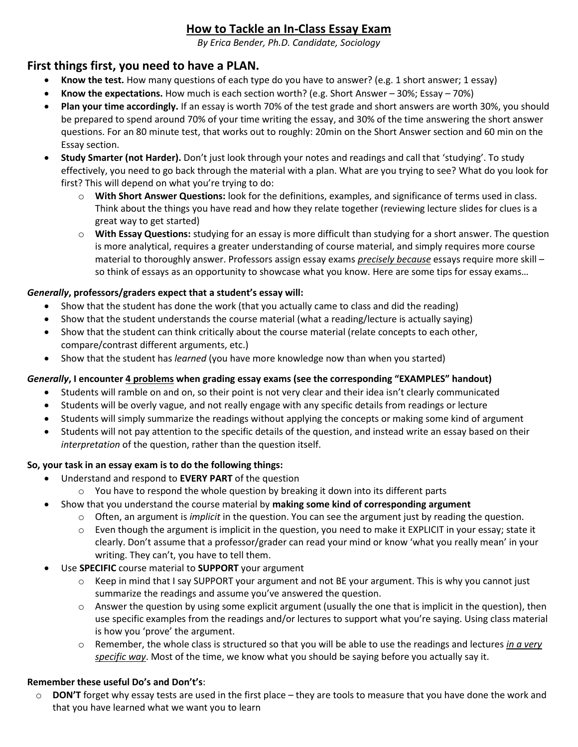# How to Tackle an In-Class Essay Exam

*By Erica Bender, Ph.D. Candidate, Sociology*

## First things first, you need to have a PLAN.

- **Know the test.** How many questions of each type do you have to answer? (e.g. 1 short answer; 1 essay)
- **Know the expectations.** How much is each section worth? (e.g. Short Answer – 30%; Essay – 70%)
- **Plan your time accordingly.** If an essay is worth 70% of the test grade and short answers are worth 30%, you should be prepared to spend around 70% of your time writing the essay, and 30% of the time answering the short answer questions. For an 80 minute test, that works out to roughly: 20min on the Short Answer section and 60 min on the Essay section.
- **Study Smarter (not Harder).** Don't just look through your notes and readings and call that 'studying'. To study effectively, you need to go back through the material with a plan. What are you trying to see? What do you look for first? This will depend on what you're trying to do:
  - **With Short Answer Questions:** look for the definitions, examples, and significance of terms used in class. Think about the things you have read and how they relate together (reviewing lecture slides for clues is a great way to get started)
  - **With Essay Questions:** studying for an essay is more difficult than studying for a short answer. The question is more analytical, requires a greater understanding of course material, and simply requires more course material to thoroughly answer. Professors assign essay exams ***precisely because*** essays require more skill – so think of essays as an opportunity to showcase what you know. Here are some tips for essay exams…

***Generally*, professors/graders expect that a student's essay will:**

- Show that the student has done the work (that you actually came to class and did the reading)
- Show that the student understands the course material (what a reading/lecture is actually saying)
- Show that the student can think critically about the course material (relate concepts to each other, compare/contrast different arguments, etc.)
- Show that the student has *learned* (you have more knowledge now than when you started)

***Generally*, I encounter 4 problems when grading essay exams (see the corresponding "EXAMPLES" handout)**

- Students will ramble on and on, so their point is not very clear and their idea isn't clearly communicated
- Students will be overly vague, and not really engage with any specific details from readings or lecture
- Students will simply summarize the readings without applying the concepts or making some kind of argument
- Students will not pay attention to the specific details of the question, and instead write an essay based on their *interpretation* of the question, rather than the question itself.

**So, your task in an essay exam is to do the following things:**

- Understand and respond to **EVERY PART** of the question
  - You have to respond the whole question by breaking it down into its different parts
- Show that you understand the course material by **making some kind of corresponding argument**
  - Often, an argument is *implicit* in the question. You can see the argument just by reading the question.
  - Even though the argument is implicit in the question, you need to make it EXPLICIT in your essay; state it clearly. Don't assume that a professor/grader can read your mind or know 'what you really mean' in your writing. They can't, you have to tell them.
- Use **SPECIFIC** course material to **SUPPORT** your argument
  - Keep in mind that I say SUPPORT your argument and not BE your argument. This is why you cannot just summarize the readings and assume you've answered the question.
  - Answer the question by using some explicit argument (usually the one that is implicit in the question), then use specific examples from the readings and/or lectures to support what you're saying. Using class material is how you 'prove' the argument.
  - Remember, the whole class is structured so that you will be able to use the readings and lectures ***in a very specific way***. Most of the time, we know what you should be saying before you actually say it.

**Remember these useful Do's and Don't's**:

- **DON'T** forget why essay tests are used in the first place – they are tools to measure that you have done the work and that you have learned what we want you to learn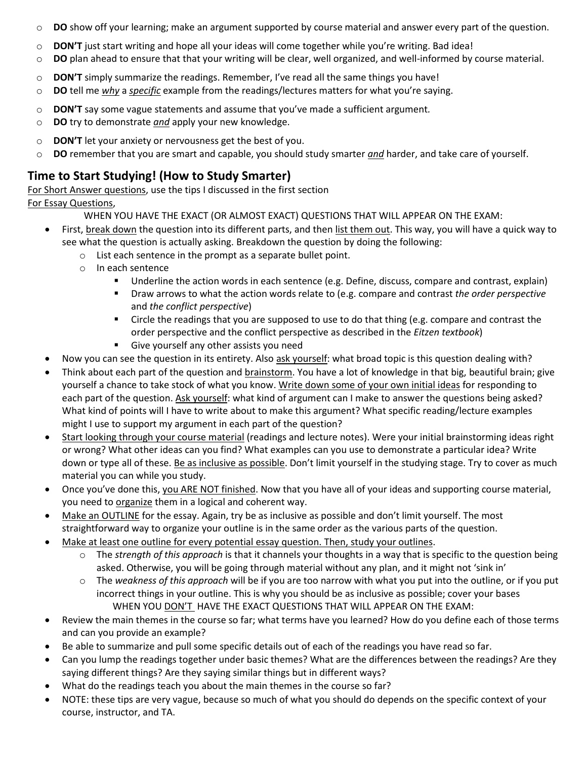- **DO** show off your learning; make an argument supported by course material and answer every part of the question.
- **DON'T** just start writing and hope all your ideas will come together while you're writing. Bad idea!
- **DO** plan ahead to ensure that that your writing will be clear, well organized, and well-informed by course material.
- **DON'T** simply summarize the readings. Remember, I've read all the same things you have!
- **DO** tell me ***why*** a ***specific*** example from the readings/lectures matters for what you're saying.
- **DON'T** say some vague statements and assume that you've made a sufficient argument.
- **DO** try to demonstrate ***and*** apply your new knowledge.
- **DON'T** let your anxiety or nervousness get the best of you.
- **DO** remember that you are smart and capable, you should study smarter ***and*** harder, and take care of yourself.

## Time to Start Studying! (How to Study Smarter)

For Short Answer questions, use the tips I discussed in the first section

For Essay Questions,

WHEN YOU HAVE THE EXACT (OR ALMOST EXACT) QUESTIONS THAT WILL APPEAR ON THE EXAM:

- First, break down the question into its different parts, and then list them out. This way, you will have a quick way to see what the question is actually asking. Breakdown the question by doing the following:
  - List each sentence in the prompt as a separate bullet point.
  - In each sentence
    - Underline the action words in each sentence (e.g. Define, discuss, compare and contrast, explain)
    - Draw arrows to what the action words relate to (e.g. compare and contrast *the order perspective* and *the conflict perspective*)
    - Circle the readings that you are supposed to use to do that thing (e.g. compare and contrast the order perspective and the conflict perspective as described in the *Eitzen textbook*)
    - Give yourself any other assists you need
- Now you can see the question in its entirety. Also ask yourself: what broad topic is this question dealing with?
- Think about each part of the question and brainstorm. You have a lot of knowledge in that big, beautiful brain; give yourself a chance to take stock of what you know. Write down some of your own initial ideas for responding to each part of the question. Ask yourself: what kind of argument can I make to answer the questions being asked? What kind of points will I have to write about to make this argument? What specific reading/lecture examples might I use to support my argument in each part of the question?
- Start looking through your course material (readings and lecture notes). Were your initial brainstorming ideas right or wrong? What other ideas can you find? What examples can you use to demonstrate a particular idea? Write down or type all of these. Be as inclusive as possible. Don't limit yourself in the studying stage. Try to cover as much material you can while you study.
- Once you've done this, you ARE NOT finished. Now that you have all of your ideas and supporting course material, you need to organize them in a logical and coherent way.
- Make an OUTLINE for the essay. Again, try be as inclusive as possible and don't limit yourself. The most straightforward way to organize your outline is in the same order as the various parts of the question.
- Make at least one outline for every potential essay question. Then, study your outlines.
  - The *strength of this approach* is that it channels your thoughts in a way that is specific to the question being asked. Otherwise, you will be going through material without any plan, and it might not 'sink in'
  - The *weakness of this approach* will be if you are too narrow with what you put into the outline, or if you put incorrect things in your outline. This is why you should be as inclusive as possible; cover your bases

WHEN YOU DON'T HAVE THE EXACT QUESTIONS THAT WILL APPEAR ON THE EXAM:

- Review the main themes in the course so far; what terms have you learned? How do you define each of those terms and can you provide an example?
- Be able to summarize and pull some specific details out of each of the readings you have read so far.
- Can you lump the readings together under basic themes? What are the differences between the readings? Are they saying different things? Are they saying similar things but in different ways?
- What do the readings teach you about the main themes in the course so far?
- NOTE: these tips are very vague, because so much of what you should do depends on the specific context of your course, instructor, and TA.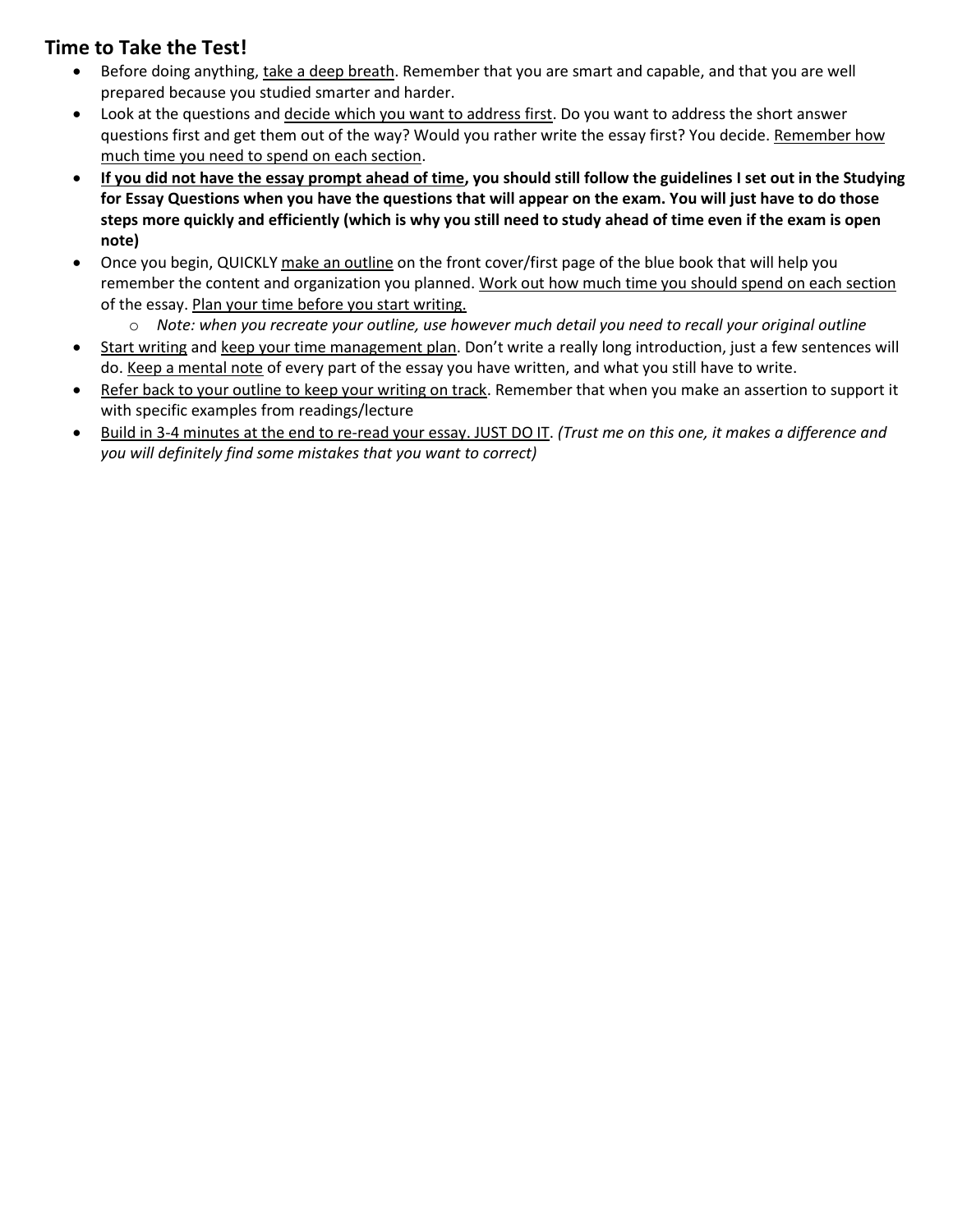## Time to Take the Test!

- Before doing anything, take a deep breath. Remember that you are smart and capable, and that you are well prepared because you studied smarter and harder.
- Look at the questions and decide which you want to address first. Do you want to address the short answer questions first and get them out of the way? Would you rather write the essay first? You decide. Remember how much time you need to spend on each section.
- **If you did not have the essay prompt ahead of time, you should still follow the guidelines I set out in the Studying for Essay Questions when you have the questions that will appear on the exam. You will just have to do those steps more quickly and efficiently (which is why you still need to study ahead of time even if the exam is open note)**
- Once you begin, QUICKLY make an outline on the front cover/first page of the blue book that will help you remember the content and organization you planned. Work out how much time you should spend on each section of the essay. Plan your time before you start writing.
  - *Note: when you recreate your outline, use however much detail you need to recall your original outline*
- Start writing and keep your time management plan. Don't write a really long introduction, just a few sentences will do. Keep a mental note of every part of the essay you have written, and what you still have to write.
- Refer back to your outline to keep your writing on track. Remember that when you make an assertion to support it with specific examples from readings/lecture
- Build in 3-4 minutes at the end to re-read your essay. JUST DO IT. *(Trust me on this one, it makes a difference and you will definitely find some mistakes that you want to correct)*